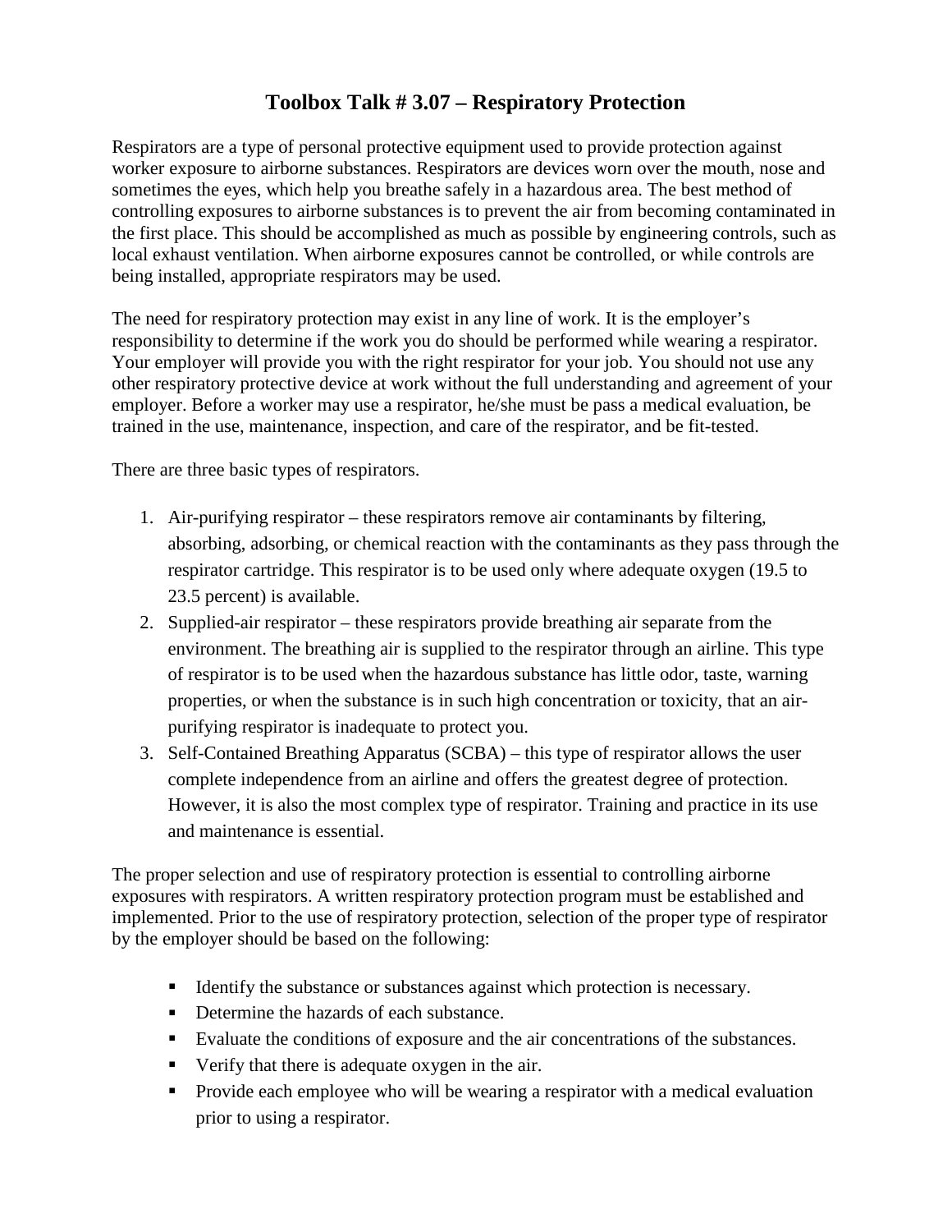# Toolbox Talk # 3.07 – Respiratory Protection

Respirators are a type of personal protective equipment used to provide protection against worker exposure to airborne substances. Respirators are devices worn over the mouth, nose and sometimes the eyes, which help you breathe safely in a hazardous area. The best method of controlling exposures to airborne substances is to prevent the air from becoming contaminated in the first place. This should be accomplished as much as possible by engineering controls, such as local exhaust ventilation. When airborne exposures cannot be controlled, or while controls are being installed, appropriate respirators may be used.

The need for respiratory protection may exist in any line of work. It is the employer's responsibility to determine if the work you do should be performed while wearing a respirator. Your employer will provide you with the right respirator for your job. You should not use any other respiratory protective device at work without the full understanding and agreement of your employer. Before a worker may use a respirator, he/she must be pass a medical evaluation, be trained in the use, maintenance, inspection, and care of the respirator, and be fit-tested.

There are three basic types of respirators.

1. Air-purifying respirator – these respirators remove air contaminants by filtering, absorbing, adsorbing, or chemical reaction with the contaminants as they pass through the respirator cartridge. This respirator is to be used only where adequate oxygen (19.5 to 23.5 percent) is available.
2. Supplied-air respirator – these respirators provide breathing air separate from the environment. The breathing air is supplied to the respirator through an airline. This type of respirator is to be used when the hazardous substance has little odor, taste, warning properties, or when the substance is in such high concentration or toxicity, that an air-purifying respirator is inadequate to protect you.
3. Self-Contained Breathing Apparatus (SCBA) – this type of respirator allows the user complete independence from an airline and offers the greatest degree of protection. However, it is also the most complex type of respirator. Training and practice in its use and maintenance is essential.

The proper selection and use of respiratory protection is essential to controlling airborne exposures with respirators. A written respiratory protection program must be established and implemented. Prior to the use of respiratory protection, selection of the proper type of respirator by the employer should be based on the following:

- Identify the substance or substances against which protection is necessary.
- Determine the hazards of each substance.
- Evaluate the conditions of exposure and the air concentrations of the substances.
- Verify that there is adequate oxygen in the air.
- Provide each employee who will be wearing a respirator with a medical evaluation prior to using a respirator.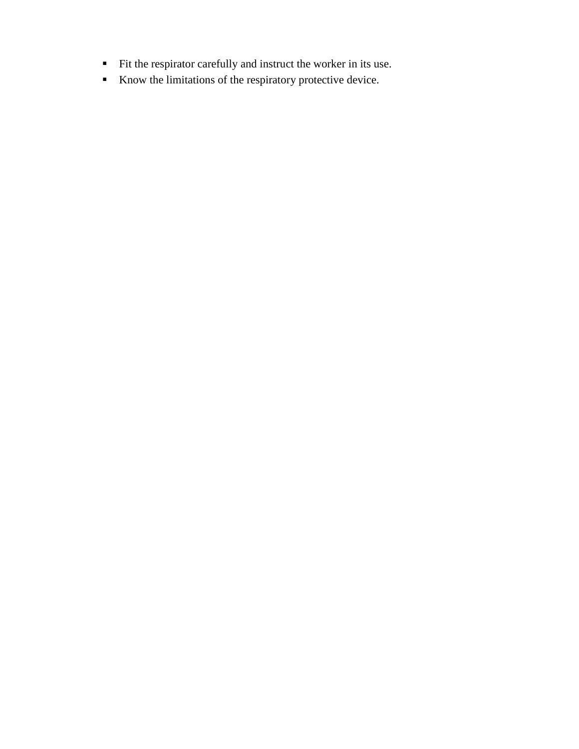- Fit the respirator carefully and instruct the worker in its use.
- Know the limitations of the respiratory protective device.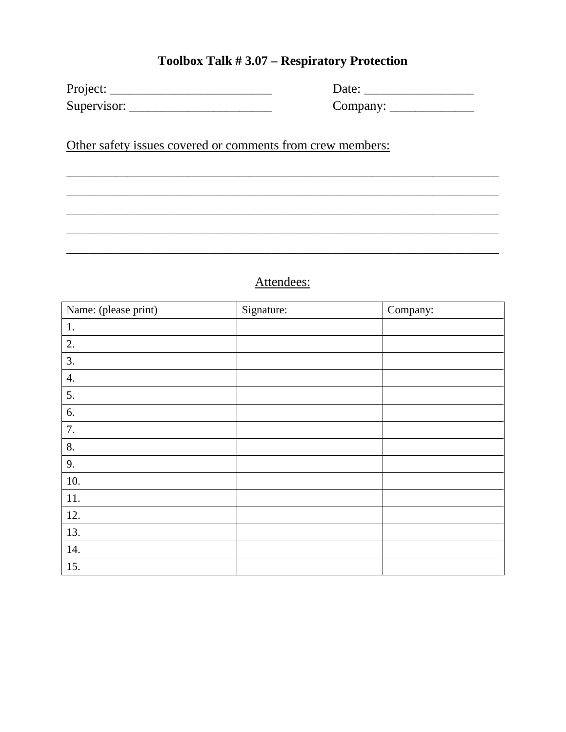## Toolbox Talk # 3.07 – Respiratory Protection

Project: _________________________ Date: _________________

Supervisor: ______________________ Company: _____________

Other safety issues covered or comments from crew members:

___________________________________________________________________________

___________________________________________________________________________

___________________________________________________________________________

___________________________________________________________________________

___________________________________________________________________________

Attendees:

| Name: (please print) | Signature: | Company: |
|---|---|---|
| 1. | | |
| 2. | | |
| 3. | | |
| 4. | | |
| 5. | | |
| 6. | | |
| 7. | | |
| 8. | | |
| 9. | | |
| 10. | | |
| 11. | | |
| 12. | | |
| 13. | | |
| 14. | | |
| 15. | | |